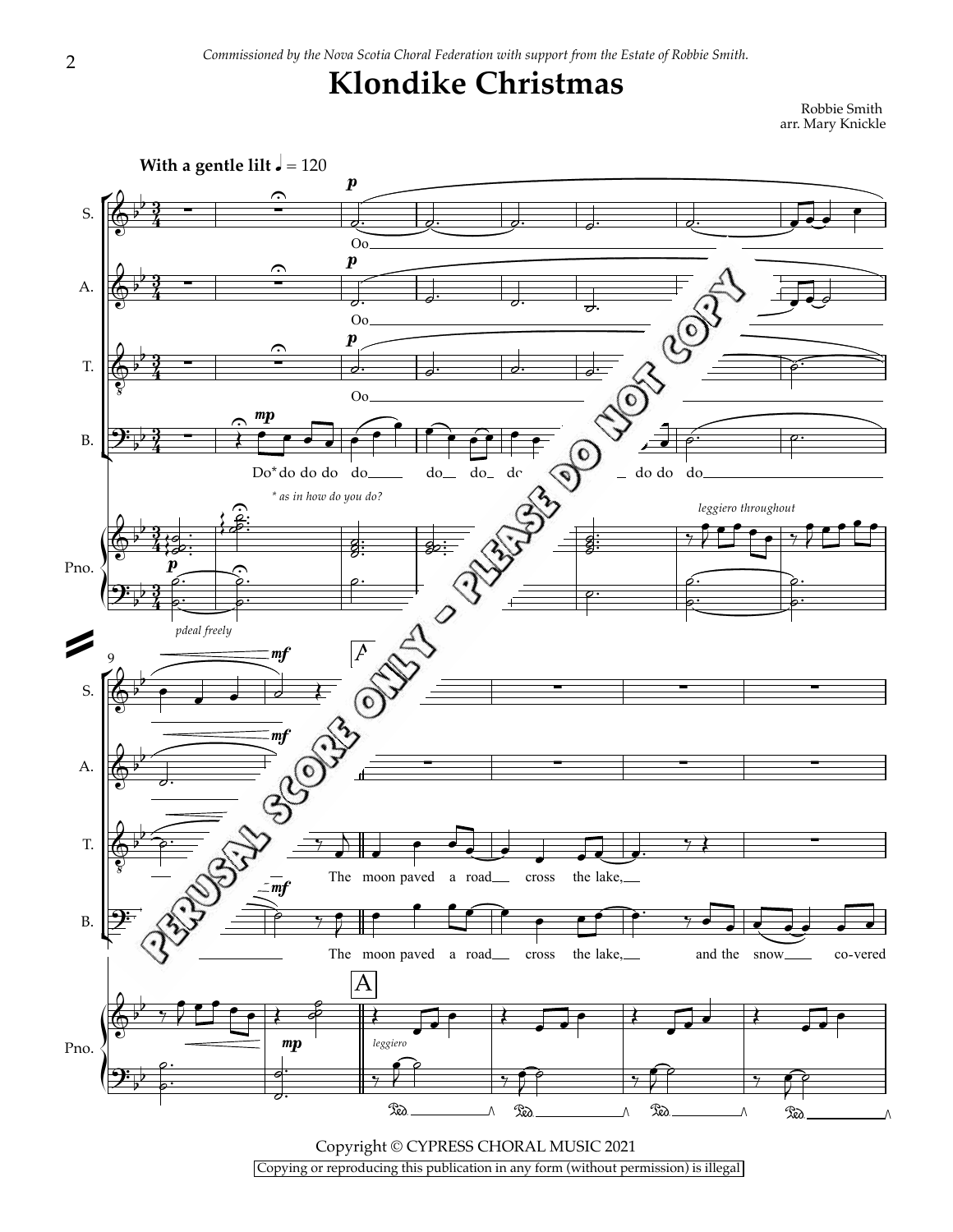*Commissioned by the Nova Scotia Choral Federation with support from the Estate of Robbie Smith.*

# Klondike Christmas

Robbie Smith
arr. Mary Knickle

**With a gentle lilt** ♩ = 120

S. — *p* — Oo

A. — *p* — Oo

T. — *p* — Oo

B. — *mp* — Do* do do do do do do do ... do do do

*\* as in how do you do?*

Pno. — *p* — *pdeal freely* — *leggiero throughout*

9

S. — *mf*

A. — *mf*

T. — The moon paved a road cross the lake,

B. — *mf* — The moon paved a road cross the lake, and the snow co-vered

Pno. — *mp* — A — *leggiero*

PERUSAL SCORE ONLY - PLEASE DO NOT COPY

Copyright © CYPRESS CHORAL MUSIC 2021

Copying or reproducing this publication in any form (without permission) is illegal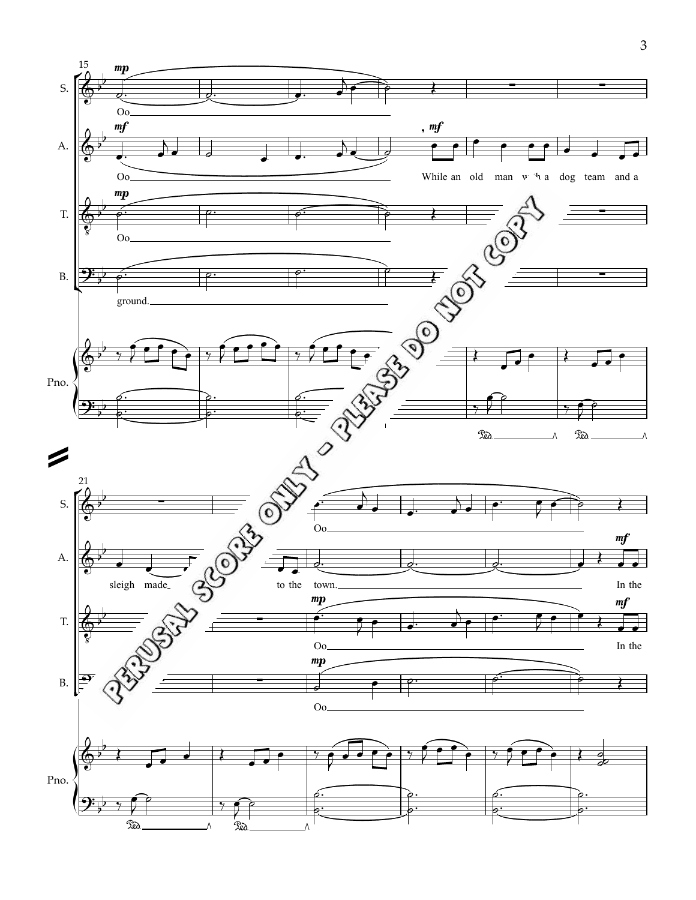S. Oo

A. Oo While an old man with a dog team and a

T. Oo

B. ground.

S. Oo

A. sleigh made to the town. In the

T. Oo In the

B. Oo

PERUSAL SCORE ONLY - PLEASE DO NOT COPY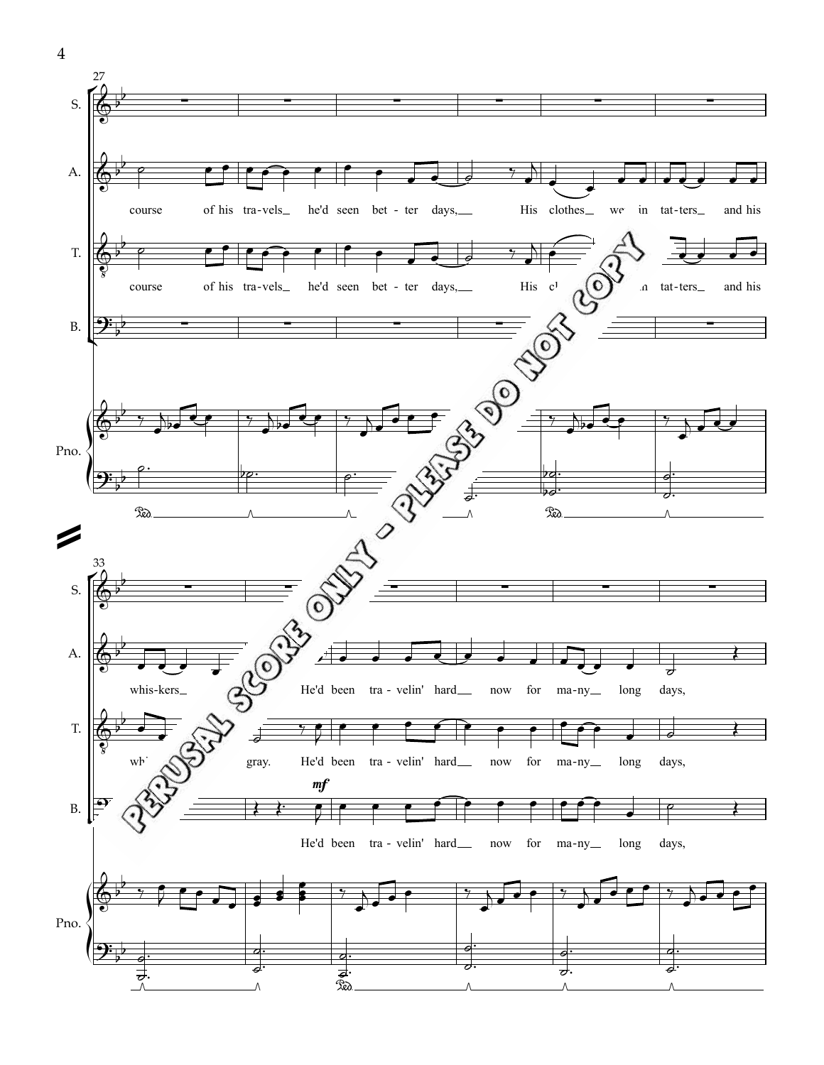27

S.

A. course of his tra-vels_ he'd seen bet-ter days,__ His clothes_ were in tat-ters_ and his

T. course of his tra-vels_ he'd seen bet-ter days,__ His clothes_ were in tat-ters_ and his

B.

Pno.

33

S.

A. whis-kers_ gray. He'd been tra-velin' hard__ now for ma-ny__ long days,

T. whis-kers_ gray. He'd been tra-velin' hard__ now for ma-ny__ long days,

B. *mf* He'd been tra-velin' hard__ now for ma-ny__ long days,

Pno.

PERUSAL SCORE ONLY - PLEASE DO NOT COPY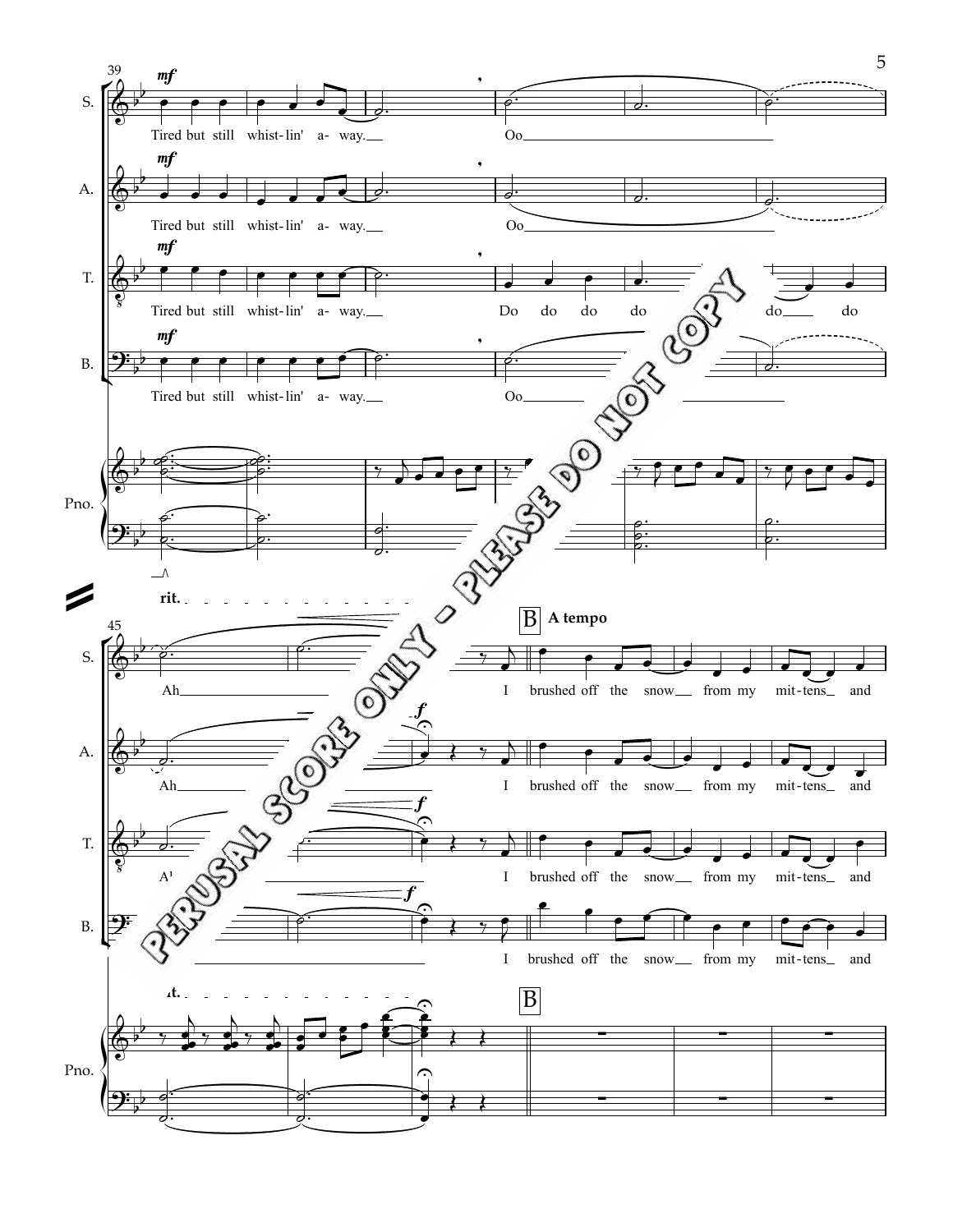39

S. *mf* Tired but still whist-lin' a- way. Oo

A. *mf* Tired but still whist-lin' a- way. Oo

T. *mf* Tired but still whist-lin' a- way. Do do do do do do

B. *mf* Tired but still whist-lin' a- way. Oo

Pno.

45 **rit.**

**B** **A tempo**

S. Ah I brushed off the snow from my mit-tens and

A. Ah *f* I brushed off the snow from my mit-tens and

T. Ah *f* I brushed off the snow from my mit-tens and

B. *f* I brushed off the snow from my mit-tens and

Pno. **rit.** **B**

PERUSAL SCORE ONLY - PLEASE DO NOT COPY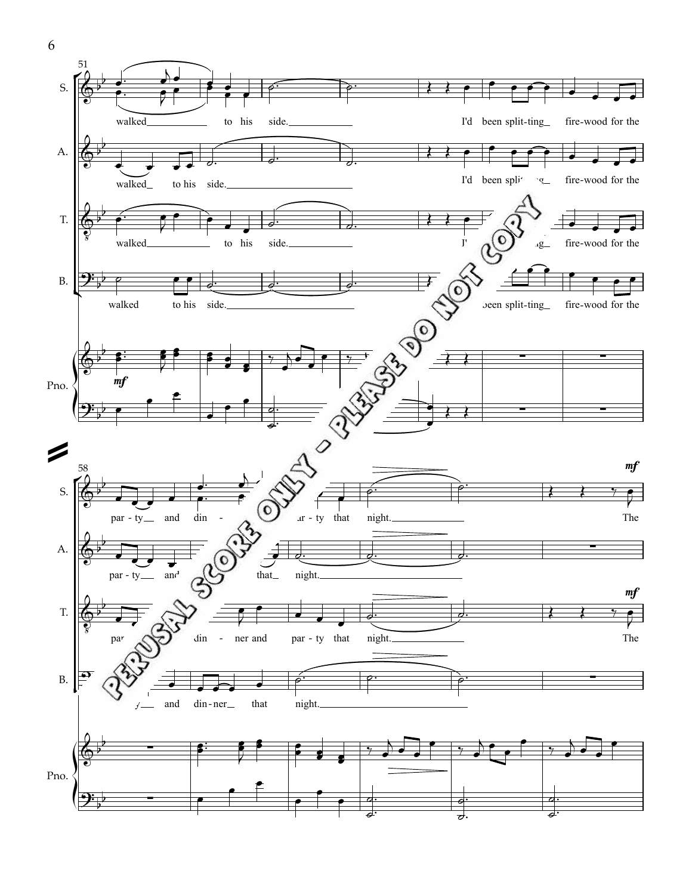S.
walked to his side. I'd been split-ting fire-wood for the
par - ty and din - ner and par - ty that night. The

A.
walked to his side. I'd been split-ting fire-wood for the
par - ty and din - ner and par - ty that night.

T.
walked to his side. I'd been split-ting fire-wood for the
par - ty and din - ner and par - ty that night. The

B.
walked to his side. I'd been split-ting fire-wood for the
par - ty and din-ner that night.

Pno.

*mf*

PERUSAL SCORE ONLY - PLEASE DO NOT COPY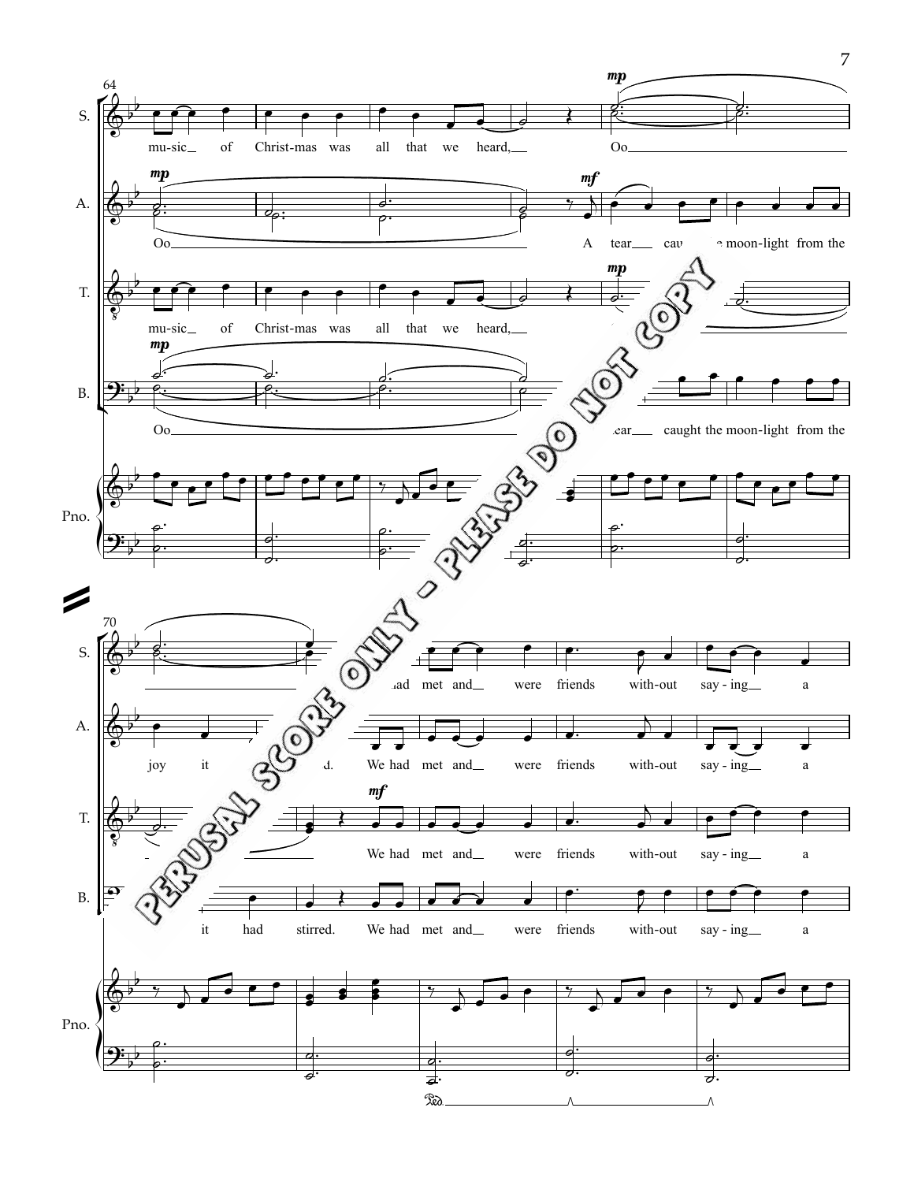S. mu-sic of Christ-mas was all that we heard, Oo

A. Oo A tear caught the moon-light from the

T. mu-sic of Christ-mas was all that we heard,

B. Oo A tear caught the moon-light from the

S. had met and were friends with-out say-ing a

A. joy it had stirred. We had met and were friends with-out say-ing a

T. We had met and were friends with-out say-ing a

B. joy it had stirred. We had met and were friends with-out say-ing a

PERUSAL SCORE ONLY - PLEASE DO NOT COPY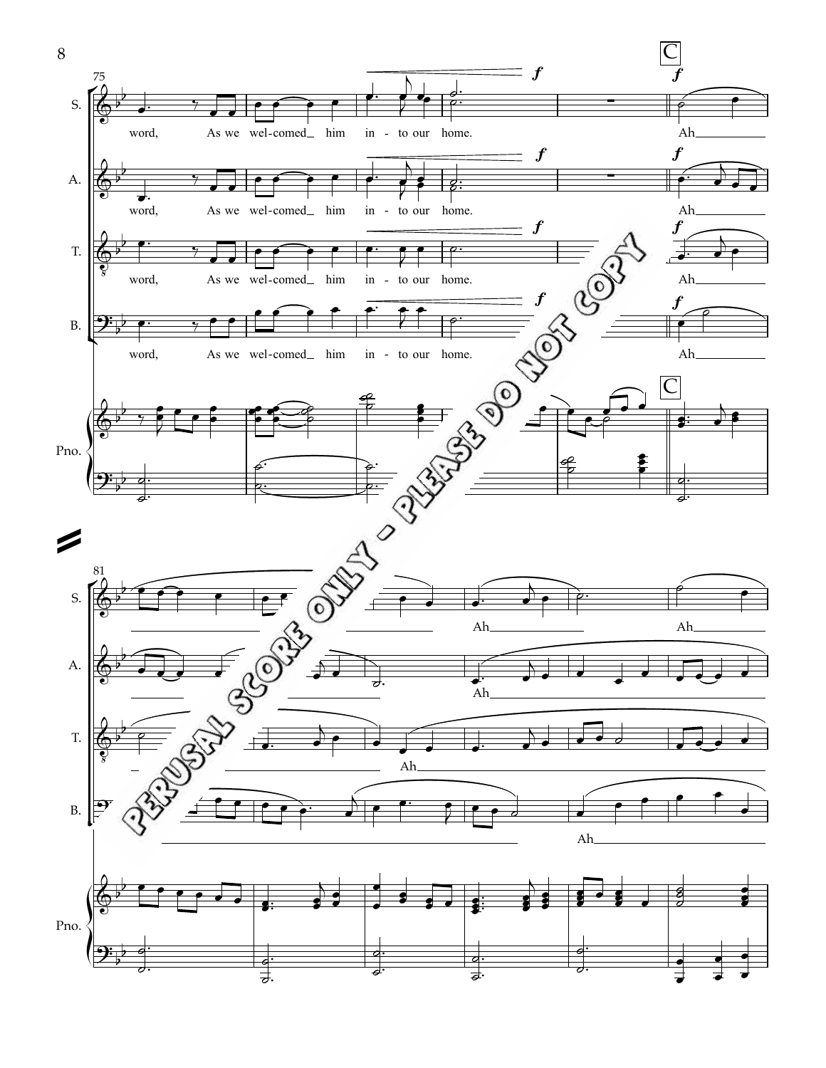75

S. word, As we wel-comed_ him in - to our home. Ah

A. word, As we wel-comed_ him in - to our home. Ah

T. word, As we wel-comed_ him in - to our home. Ah

B. word, As we wel-comed_ him in - to our home. Ah

C

81

S. Ah Ah

A. Ah

T. Ah

B. Ah

PERUSAL SCORE ONLY - PLEASE DO NOT COPY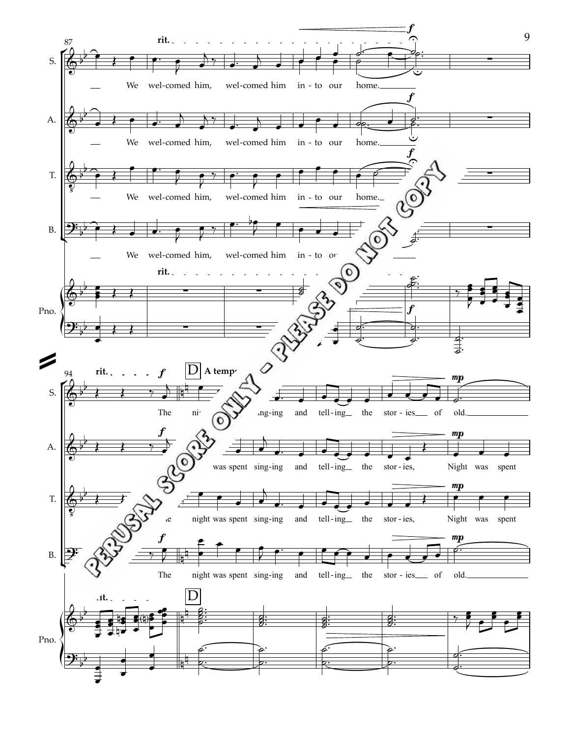rit. A tempo

S.: We wel-comed him, wel-comed him in-to our home.

A.: We wel-comed him, wel-comed him in-to our home.

T.: We wel-comed him, wel-comed him in-to our home.

B.: We wel-comed him, wel-comed him in-to our home.

D

S.: The night was spent sing-ing and tell-ing the stor-ies of old.

A.: The night was spent sing-ing and tell-ing the stor-ies, Night was spent

T.: The night was spent sing-ing and tell-ing the stor-ies, Night was spent

B.: The night was spent sing-ing and tell-ing the stor-ies of old.

PERUSAL SCORE ONLY - PLEASE DO NOT COPY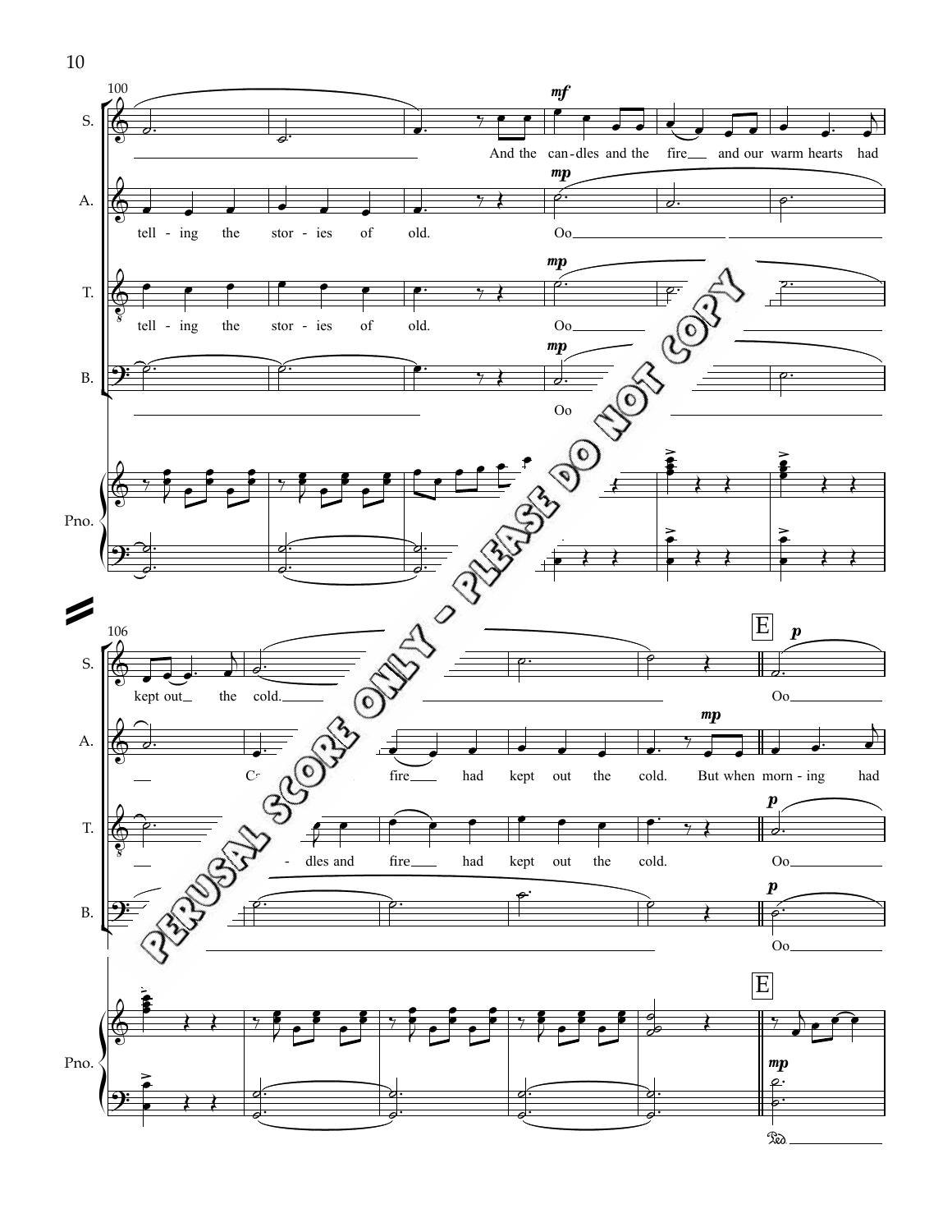S. A. T. B. Pno.

S.: And the can-dles and the fire and our warm hearts had kept out the cold. Oo

A.: tell-ing the stor-ies of old. Oo fire had kept out the cold. But when morn-ing had

T.: tell-ing the stor-ies of old. Oo dles and fire had kept out the cold. Oo

B.: Oo Oo

E

PERUSAL SCORE ONLY - PLEASE DO NOT COPY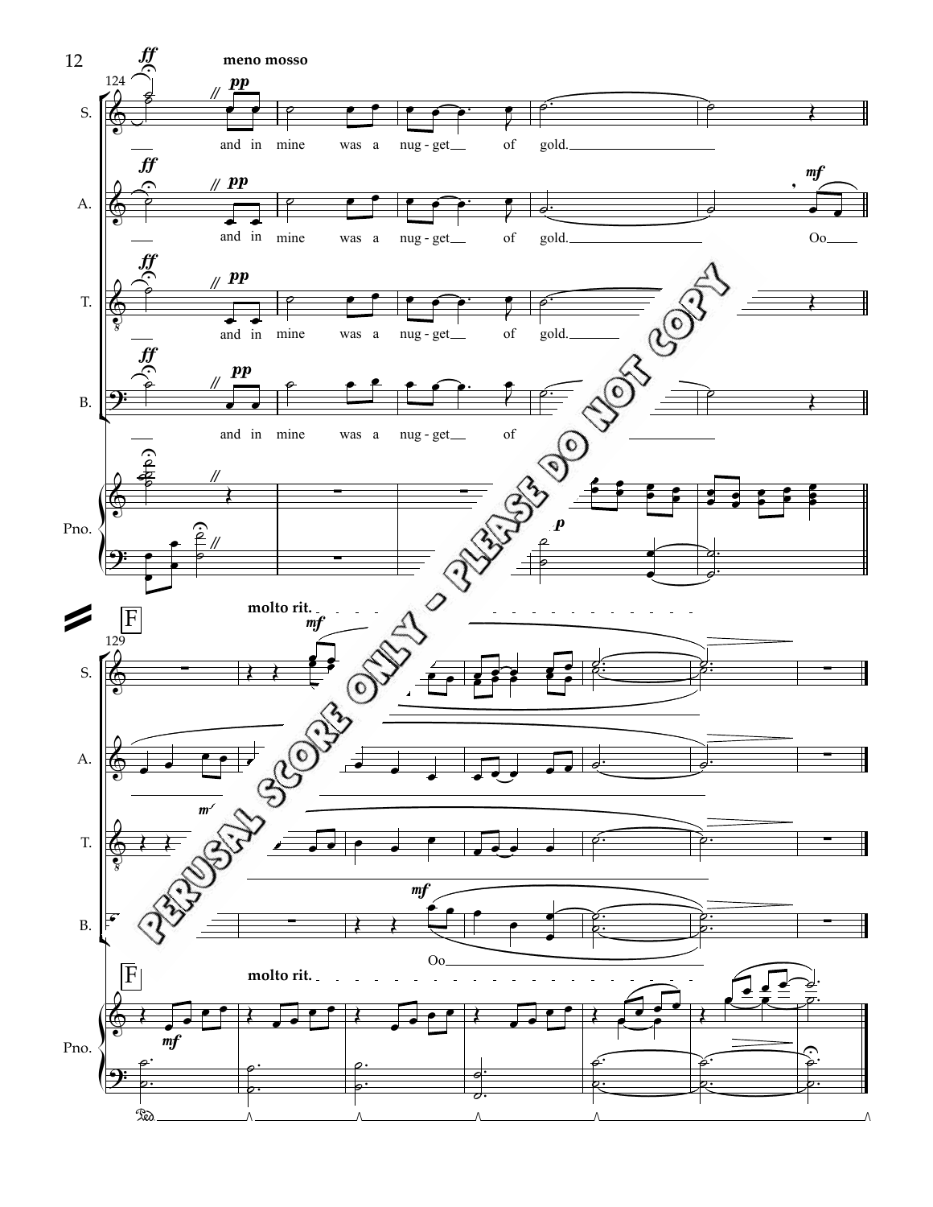meno mosso

and in mine was a nug-get of gold.

and in mine was a nug-get of gold. Oo

and in mine was a nug-get of gold.

and in mine was a nug-get of

F

molto rit.

Oo

PERUSAL SCORE ONLY - PLEASE DO NOT COPY